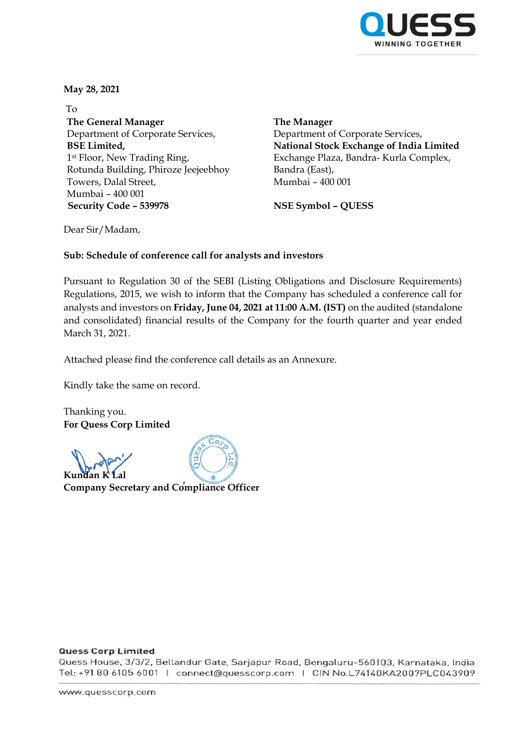**May 28, 2021**

To

**The General Manager**
Department of Corporate Services,
**BSE Limited,**
1st Floor, New Trading Ring,
Rotunda Building, Phiroze Jeejeebhoy
Towers, Dalal Street,
Mumbai – 400 001
**Security Code – 539978**

**The Manager**
Department of Corporate Services,
**National Stock Exchange of India Limited**
Exchange Plaza, Bandra- Kurla Complex,
Bandra (East),
Mumbai – 400 001

**NSE Symbol – QUESS**

Dear Sir/Madam,

**Sub: Schedule of conference call for analysts and investors**

Pursuant to Regulation 30 of the SEBI (Listing Obligations and Disclosure Requirements) Regulations, 2015, we wish to inform that the Company has scheduled a conference call for analysts and investors on **Friday, June 04, 2021 at 11:00 A.M. (IST)** on the audited (standalone and consolidated) financial results of the Company for the fourth quarter and year ended March 31, 2021.

Attached please find the conference call details as an Annexure.

Kindly take the same on record.

Thanking you.
**For Quess Corp Limited**

**Kundan K Lal**
**Company Secretary and Compliance Officer**

**Quess Corp Limited**
Quess House, 3/3/2, Bellandur Gate, Sarjapur Road, Bengaluru-560103, Karnataka, India
Tel: +91 80 6105 6001 | connect@quesscorp.com | CIN No.L74140KA2007PLC043909

www.quesscorp.com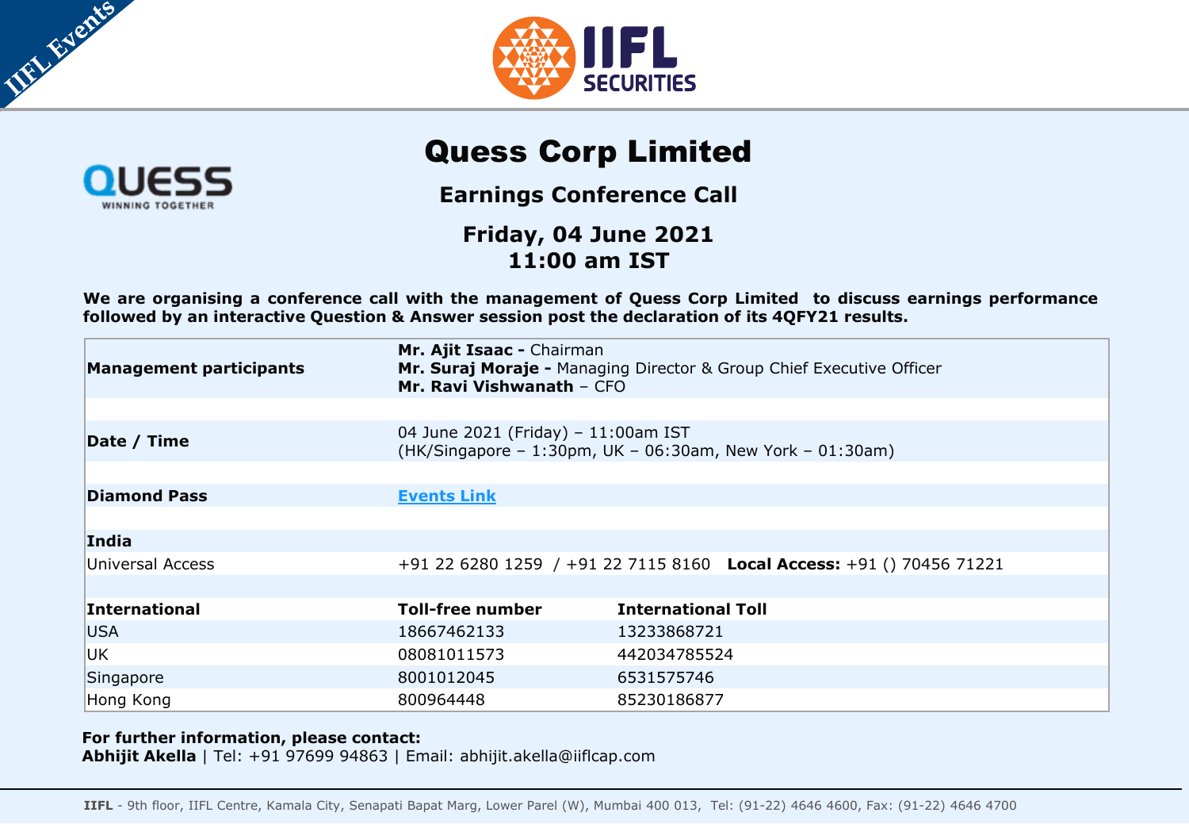IIFL Events

IIFL SECURITIES

QUESS
WINNING TOGETHER

# Quess Corp Limited

## Earnings Conference Call

### Friday, 04 June 2021
### 11:00 am IST

**We are organising a conference call with the management of Quess Corp Limited to discuss earnings performance followed by an interactive Question & Answer session post the declaration of its 4QFY21 results.**

| | | |
|---|---|---|
| **Management participants** | **Mr. Ajit Isaac -** Chairman<br>**Mr. Suraj Moraje -** Managing Director & Group Chief Executive Officer<br>**Mr. Ravi Vishwanath** – CFO | |
| **Date / Time** | 04 June 2021 (Friday) – 11:00am IST<br>(HK/Singapore – 1:30pm, UK – 06:30am, New York – 01:30am) | |
| **Diamond Pass** | Events Link | |
| **India** | | |
| Universal Access | +91 22 6280 1259 / +91 22 7115 8160 **Local Access:** +91 () 70456 71221 | |
| **International** | **Toll-free number** | **International Toll** |
| USA | 18667462133 | 13233868721 |
| UK | 08081011573 | 442034785524 |
| Singapore | 8001012045 | 6531575746 |
| Hong Kong | 800964448 | 85230186877 |

**For further information, please contact:**
**Abhijit Akella** | Tel: +91 97699 94863 | Email: abhijit.akella@iiflcap.com

**IIFL** - 9th floor, IIFL Centre, Kamala City, Senapati Bapat Marg, Lower Parel (W), Mumbai 400 013, Tel: (91-22) 4646 4600, Fax: (91-22) 4646 4700